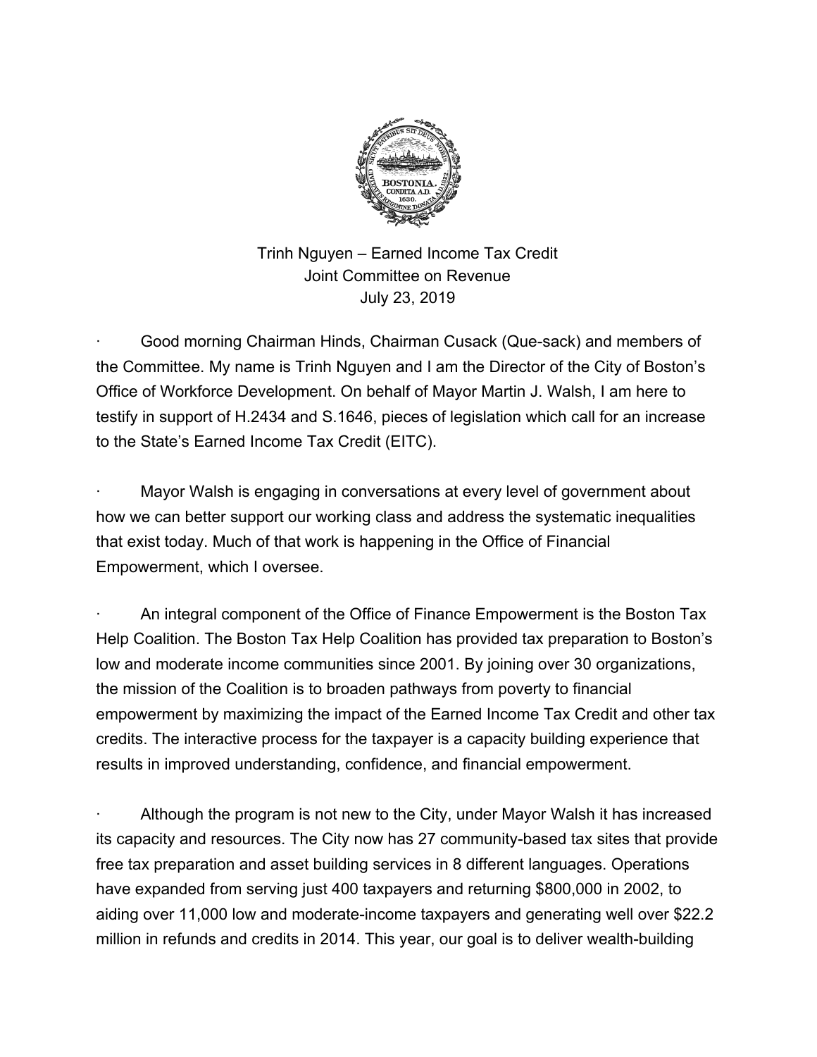Trinh Nguyen – Earned Income Tax Credit
Joint Committee on Revenue
July 23, 2019

- Good morning Chairman Hinds, Chairman Cusack (Que-sack) and members of the Committee. My name is Trinh Nguyen and I am the Director of the City of Boston's Office of Workforce Development. On behalf of Mayor Martin J. Walsh, I am here to testify in support of H.2434 and S.1646, pieces of legislation which call for an increase to the State's Earned Income Tax Credit (EITC).

- Mayor Walsh is engaging in conversations at every level of government about how we can better support our working class and address the systematic inequalities that exist today. Much of that work is happening in the Office of Financial Empowerment, which I oversee.

- An integral component of the Office of Finance Empowerment is the Boston Tax Help Coalition. The Boston Tax Help Coalition has provided tax preparation to Boston's low and moderate income communities since 2001. By joining over 30 organizations, the mission of the Coalition is to broaden pathways from poverty to financial empowerment by maximizing the impact of the Earned Income Tax Credit and other tax credits. The interactive process for the taxpayer is a capacity building experience that results in improved understanding, confidence, and financial empowerment.

- Although the program is not new to the City, under Mayor Walsh it has increased its capacity and resources. The City now has 27 community-based tax sites that provide free tax preparation and asset building services in 8 different languages. Operations have expanded from serving just 400 taxpayers and returning $800,000 in 2002, to aiding over 11,000 low and moderate-income taxpayers and generating well over $22.2 million in refunds and credits in 2014. This year, our goal is to deliver wealth-building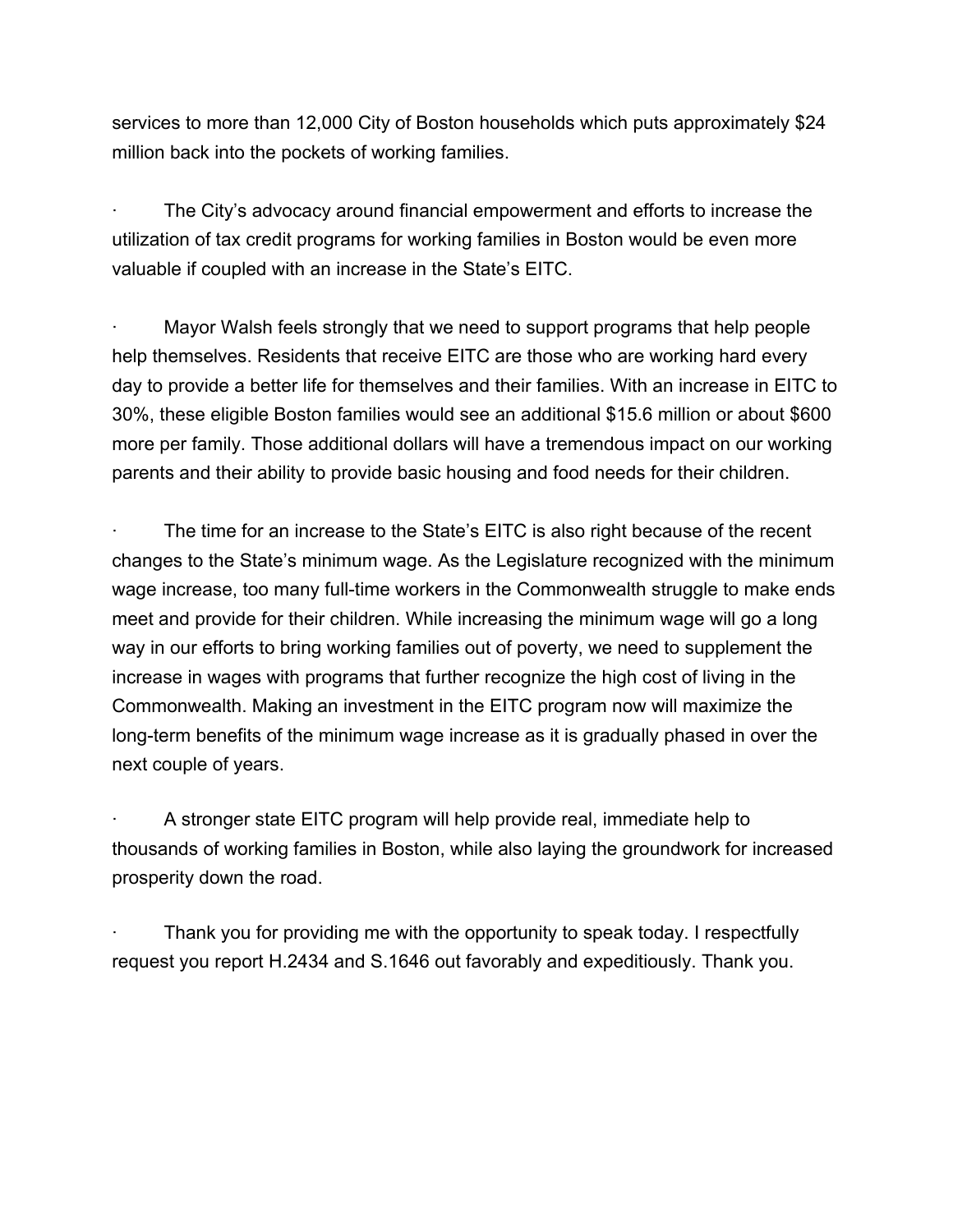services to more than 12,000 City of Boston households which puts approximately $24 million back into the pockets of working families.

- The City's advocacy around financial empowerment and efforts to increase the utilization of tax credit programs for working families in Boston would be even more valuable if coupled with an increase in the State's EITC.

- Mayor Walsh feels strongly that we need to support programs that help people help themselves. Residents that receive EITC are those who are working hard every day to provide a better life for themselves and their families. With an increase in EITC to 30%, these eligible Boston families would see an additional $15.6 million or about $600 more per family. Those additional dollars will have a tremendous impact on our working parents and their ability to provide basic housing and food needs for their children.

- The time for an increase to the State's EITC is also right because of the recent changes to the State's minimum wage. As the Legislature recognized with the minimum wage increase, too many full-time workers in the Commonwealth struggle to make ends meet and provide for their children. While increasing the minimum wage will go a long way in our efforts to bring working families out of poverty, we need to supplement the increase in wages with programs that further recognize the high cost of living in the Commonwealth. Making an investment in the EITC program now will maximize the long-term benefits of the minimum wage increase as it is gradually phased in over the next couple of years.

- A stronger state EITC program will help provide real, immediate help to thousands of working families in Boston, while also laying the groundwork for increased prosperity down the road.

- Thank you for providing me with the opportunity to speak today. I respectfully request you report H.2434 and S.1646 out favorably and expeditiously. Thank you.